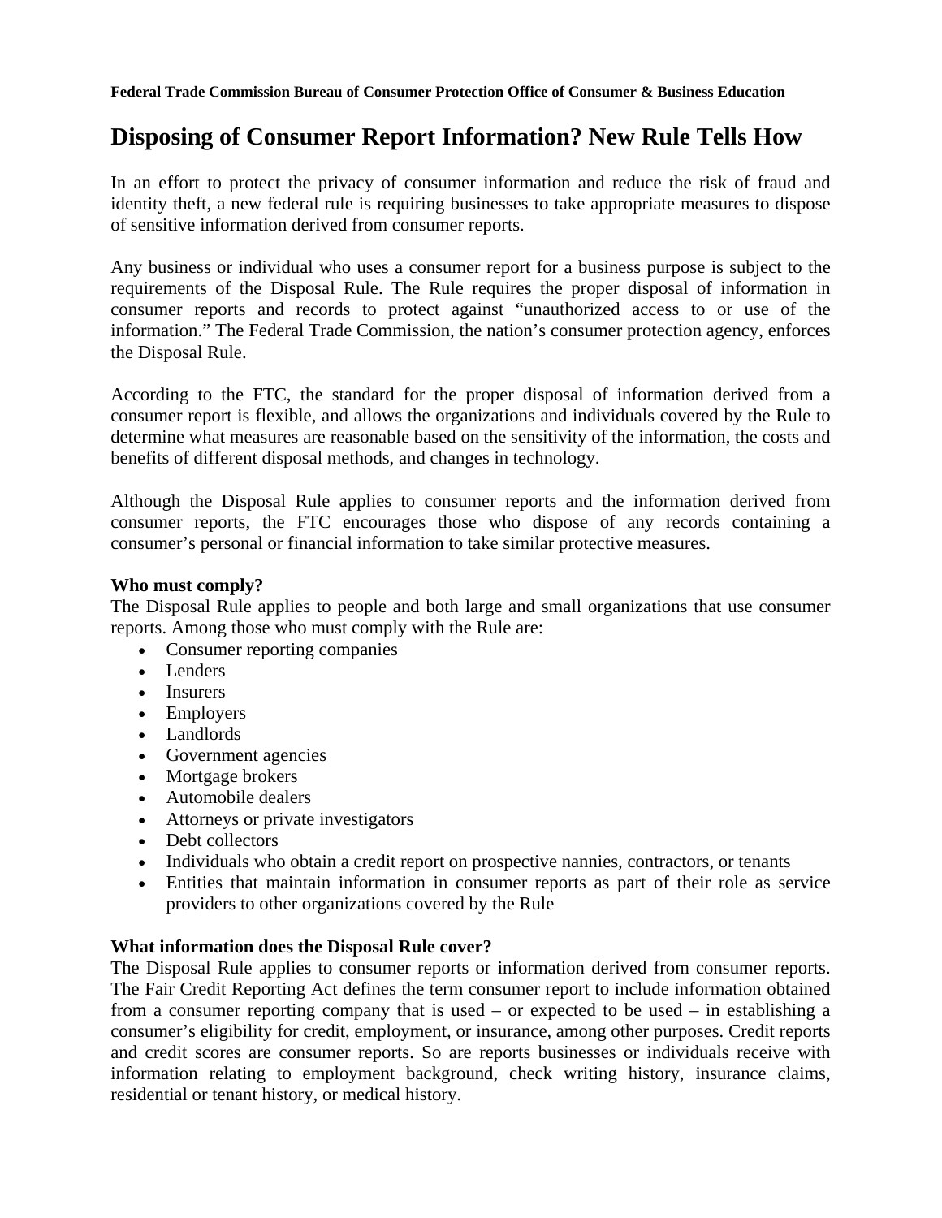**Federal Trade Commission Bureau of Consumer Protection Office of Consumer & Business Education**

# Disposing of Consumer Report Information? New Rule Tells How

In an effort to protect the privacy of consumer information and reduce the risk of fraud and identity theft, a new federal rule is requiring businesses to take appropriate measures to dispose of sensitive information derived from consumer reports.

Any business or individual who uses a consumer report for a business purpose is subject to the requirements of the Disposal Rule. The Rule requires the proper disposal of information in consumer reports and records to protect against "unauthorized access to or use of the information." The Federal Trade Commission, the nation's consumer protection agency, enforces the Disposal Rule.

According to the FTC, the standard for the proper disposal of information derived from a consumer report is flexible, and allows the organizations and individuals covered by the Rule to determine what measures are reasonable based on the sensitivity of the information, the costs and benefits of different disposal methods, and changes in technology.

Although the Disposal Rule applies to consumer reports and the information derived from consumer reports, the FTC encourages those who dispose of any records containing a consumer's personal or financial information to take similar protective measures.

**Who must comply?**

The Disposal Rule applies to people and both large and small organizations that use consumer reports. Among those who must comply with the Rule are:

- Consumer reporting companies
- Lenders
- Insurers
- Employers
- Landlords
- Government agencies
- Mortgage brokers
- Automobile dealers
- Attorneys or private investigators
- Debt collectors
- Individuals who obtain a credit report on prospective nannies, contractors, or tenants
- Entities that maintain information in consumer reports as part of their role as service providers to other organizations covered by the Rule

**What information does the Disposal Rule cover?**

The Disposal Rule applies to consumer reports or information derived from consumer reports. The Fair Credit Reporting Act defines the term consumer report to include information obtained from a consumer reporting company that is used – or expected to be used – in establishing a consumer's eligibility for credit, employment, or insurance, among other purposes. Credit reports and credit scores are consumer reports. So are reports businesses or individuals receive with information relating to employment background, check writing history, insurance claims, residential or tenant history, or medical history.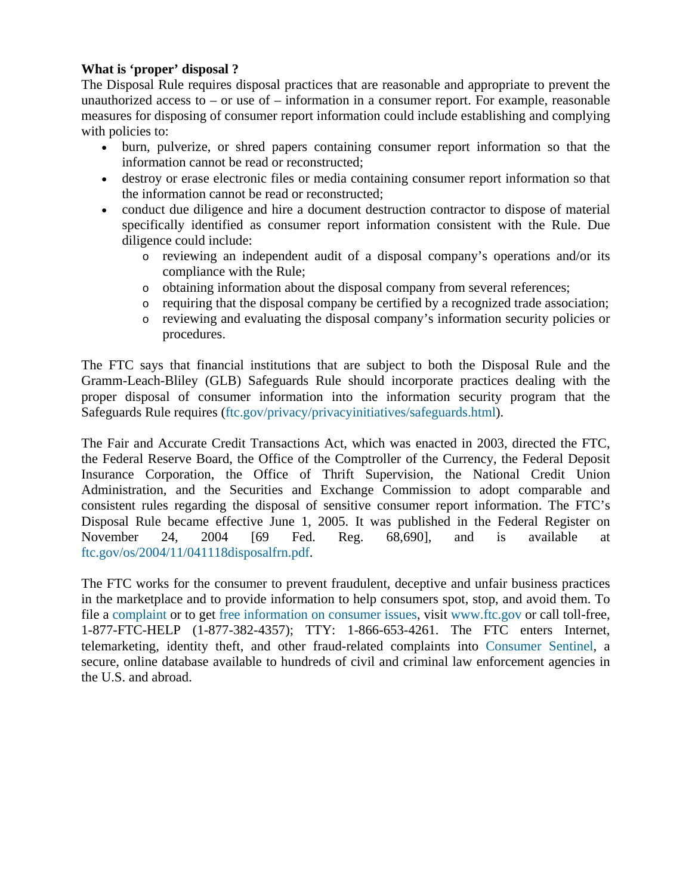**What is 'proper' disposal ?**

The Disposal Rule requires disposal practices that are reasonable and appropriate to prevent the unauthorized access to – or use of – information in a consumer report. For example, reasonable measures for disposing of consumer report information could include establishing and complying with policies to:

- burn, pulverize, or shred papers containing consumer report information so that the information cannot be read or reconstructed;
- destroy or erase electronic files or media containing consumer report information so that the information cannot be read or reconstructed;
- conduct due diligence and hire a document destruction contractor to dispose of material specifically identified as consumer report information consistent with the Rule. Due diligence could include:
  - reviewing an independent audit of a disposal company's operations and/or its compliance with the Rule;
  - obtaining information about the disposal company from several references;
  - requiring that the disposal company be certified by a recognized trade association;
  - reviewing and evaluating the disposal company's information security policies or procedures.

The FTC says that financial institutions that are subject to both the Disposal Rule and the Gramm-Leach-Bliley (GLB) Safeguards Rule should incorporate practices dealing with the proper disposal of consumer information into the information security program that the Safeguards Rule requires (ftc.gov/privacy/privacyinitiatives/safeguards.html).

The Fair and Accurate Credit Transactions Act, which was enacted in 2003, directed the FTC, the Federal Reserve Board, the Office of the Comptroller of the Currency, the Federal Deposit Insurance Corporation, the Office of Thrift Supervision, the National Credit Union Administration, and the Securities and Exchange Commission to adopt comparable and consistent rules regarding the disposal of sensitive consumer report information. The FTC's Disposal Rule became effective June 1, 2005. It was published in the Federal Register on November 24, 2004 [69 Fed. Reg. 68,690], and is available at ftc.gov/os/2004/11/041118disposalfrn.pdf.

The FTC works for the consumer to prevent fraudulent, deceptive and unfair business practices in the marketplace and to provide information to help consumers spot, stop, and avoid them. To file a complaint or to get free information on consumer issues, visit www.ftc.gov or call toll-free, 1-877-FTC-HELP (1-877-382-4357); TTY: 1-866-653-4261. The FTC enters Internet, telemarketing, identity theft, and other fraud-related complaints into Consumer Sentinel, a secure, online database available to hundreds of civil and criminal law enforcement agencies in the U.S. and abroad.